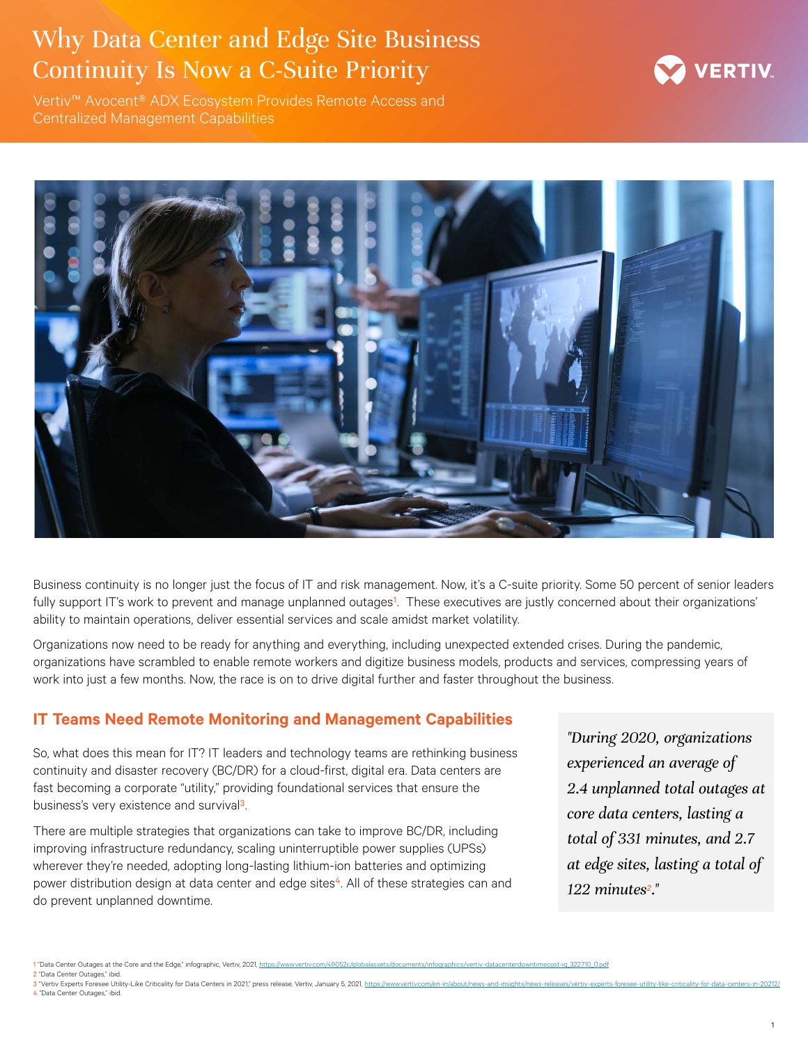# Why Data Center and Edge Site Business Continuity Is Now a C-Suite Priority

Vertiv™ Avocent® ADX Ecosystem Provides Remote Access and Centralized Management Capabilities

Business continuity is no longer just the focus of IT and risk management. Now, it's a C-suite priority. Some 50 percent of senior leaders fully support IT's work to prevent and manage unplanned outages[1]. These executives are justly concerned about their organizations' ability to maintain operations, deliver essential services and scale amidst market volatility.

Organizations now need to be ready for anything and everything, including unexpected extended crises. During the pandemic, organizations have scrambled to enable remote workers and digitize business models, products and services, compressing years of work into just a few months. Now, the race is on to drive digital further and faster throughout the business.

## IT Teams Need Remote Monitoring and Management Capabilities

So, what does this mean for IT? IT leaders and technology teams are rethinking business continuity and disaster recovery (BC/DR) for a cloud-first, digital era. Data centers are fast becoming a corporate "utility," providing foundational services that ensure the business's very existence and survival[3].

There are multiple strategies that organizations can take to improve BC/DR, including improving infrastructure redundancy, scaling uninterruptible power supplies (UPSs) wherever they're needed, adopting long-lasting lithium-ion batteries and optimizing power distribution design at data center and edge sites[4]. All of these strategies can and do prevent unplanned downtime.

*"During 2020, organizations experienced an average of 2.4 unplanned total outages at core data centers, lasting a total of 331 minutes, and 2.7 at edge sites, lasting a total of 122 minutes[2]."*

1 "Data Center Outages at the Core and the Edge," infographic, Vertiv, 2021, https://www.vertiv.com/49052c/globalassets/documents/infographics/vertiv-datacenterdowntimecost-ig_322710_0.pdf
2 "Data Center Outages," ibid.
3 "Vertiv Experts Foresee Utility-Like Criticality for Data Centers in 2021," press release, Vertiv, January 5, 2021, https://www.vertiv.com/en-in/about/news-and-insights/news-releases/vertiv-experts-foresee-utility-like-criticality-for-data-centers-in-20212/
4 "Data Center Outages," ibid.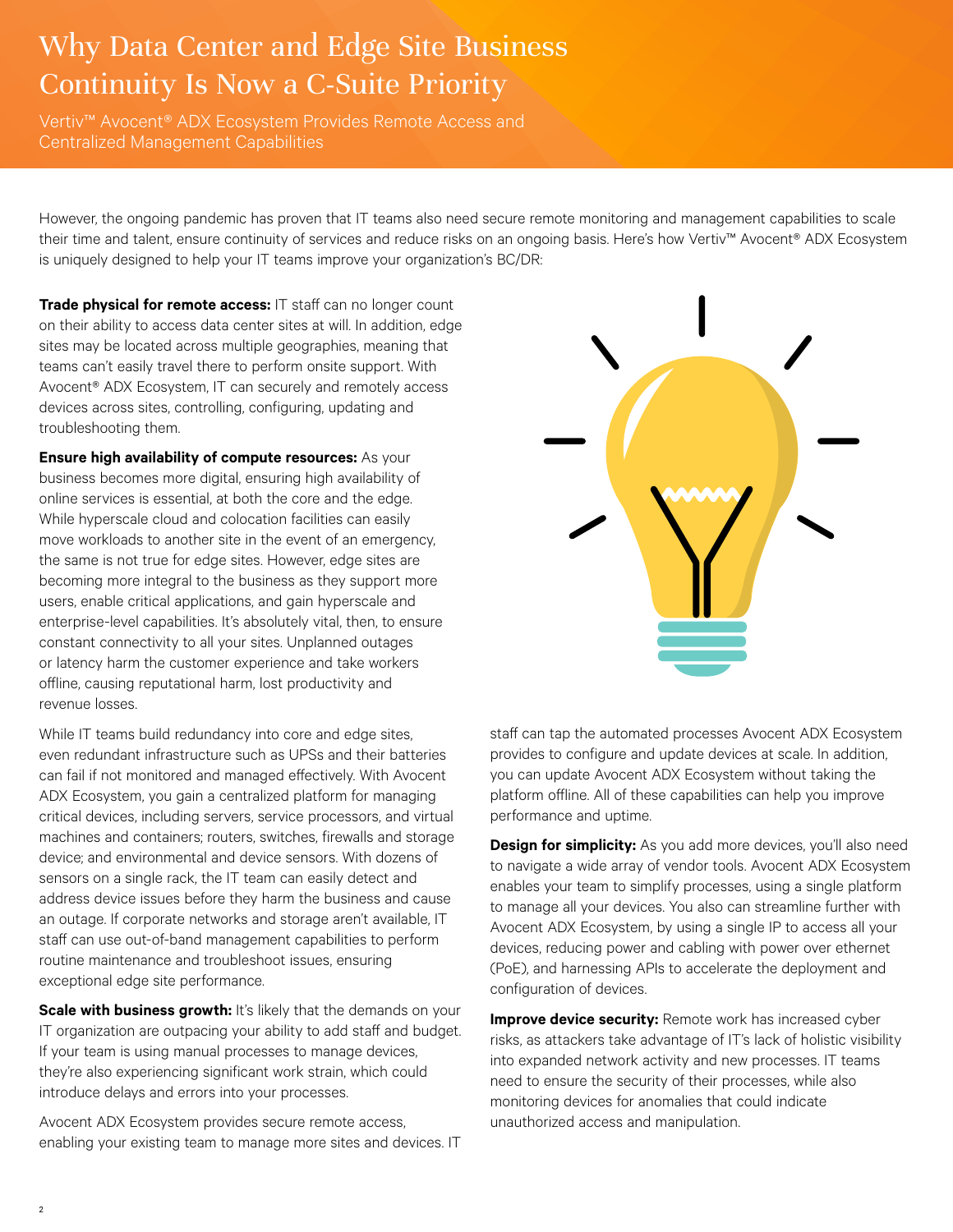# Why Data Center and Edge Site Business Continuity Is Now a C-Suite Priority

Vertiv™ Avocent® ADX Ecosystem Provides Remote Access and Centralized Management Capabilities

However, the ongoing pandemic has proven that IT teams also need secure remote monitoring and management capabilities to scale their time and talent, ensure continuity of services and reduce risks on an ongoing basis. Here's how Vertiv™ Avocent® ADX Ecosystem is uniquely designed to help your IT teams improve your organization's BC/DR:

**Trade physical for remote access:** IT staff can no longer count on their ability to access data center sites at will. In addition, edge sites may be located across multiple geographies, meaning that teams can't easily travel there to perform onsite support. With Avocent® ADX Ecosystem, IT can securely and remotely access devices across sites, controlling, configuring, updating and troubleshooting them.

**Ensure high availability of compute resources:** As your business becomes more digital, ensuring high availability of online services is essential, at both the core and the edge. While hyperscale cloud and colocation facilities can easily move workloads to another site in the event of an emergency, the same is not true for edge sites. However, edge sites are becoming more integral to the business as they support more users, enable critical applications, and gain hyperscale and enterprise-level capabilities. It's absolutely vital, then, to ensure constant connectivity to all your sites. Unplanned outages or latency harm the customer experience and take workers offline, causing reputational harm, lost productivity and revenue losses.

While IT teams build redundancy into core and edge sites, even redundant infrastructure such as UPSs and their batteries can fail if not monitored and managed effectively. With Avocent ADX Ecosystem, you gain a centralized platform for managing critical devices, including servers, service processors, and virtual machines and containers; routers, switches, firewalls and storage device; and environmental and device sensors. With dozens of sensors on a single rack, the IT team can easily detect and address device issues before they harm the business and cause an outage. If corporate networks and storage aren't available, IT staff can use out-of-band management capabilities to perform routine maintenance and troubleshoot issues, ensuring exceptional edge site performance.

**Scale with business growth:** It's likely that the demands on your IT organization are outpacing your ability to add staff and budget. If your team is using manual processes to manage devices, they're also experiencing significant work strain, which could introduce delays and errors into your processes.

Avocent ADX Ecosystem provides secure remote access, enabling your existing team to manage more sites and devices. IT staff can tap the automated processes Avocent ADX Ecosystem provides to configure and update devices at scale. In addition, you can update Avocent ADX Ecosystem without taking the platform offline. All of these capabilities can help you improve performance and uptime.

**Design for simplicity:** As you add more devices, you'll also need to navigate a wide array of vendor tools. Avocent ADX Ecosystem enables your team to simplify processes, using a single platform to manage all your devices. You also can streamline further with Avocent ADX Ecosystem, by using a single IP to access all your devices, reducing power and cabling with power over ethernet (PoE), and harnessing APIs to accelerate the deployment and configuration of devices.

**Improve device security:** Remote work has increased cyber risks, as attackers take advantage of IT's lack of holistic visibility into expanded network activity and new processes. IT teams need to ensure the security of their processes, while also monitoring devices for anomalies that could indicate unauthorized access and manipulation.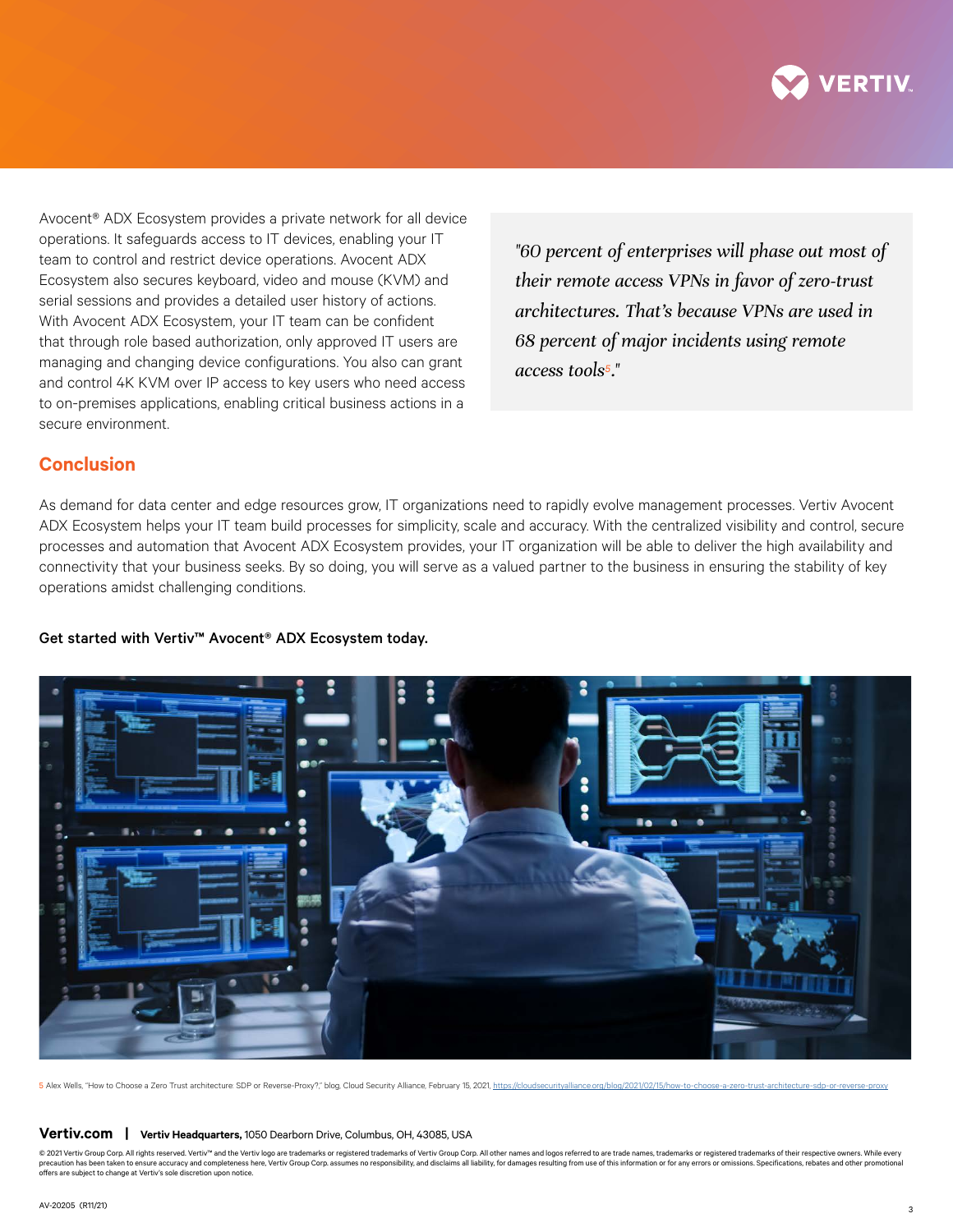Avocent® ADX Ecosystem provides a private network for all device operations. It safeguards access to IT devices, enabling your IT team to control and restrict device operations. Avocent ADX Ecosystem also secures keyboard, video and mouse (KVM) and serial sessions and provides a detailed user history of actions. With Avocent ADX Ecosystem, your IT team can be confident that through role based authorization, only approved IT users are managing and changing device configurations. You also can grant and control 4K KVM over IP access to key users who need access to on-premises applications, enabling critical business actions in a secure environment.

*"60 percent of enterprises will phase out most of their remote access VPNs in favor of zero-trust architectures. That's because VPNs are used in 68 percent of major incidents using remote access tools[5]."*

## Conclusion

As demand for data center and edge resources grow, IT organizations need to rapidly evolve management processes. Vertiv Avocent ADX Ecosystem helps your IT team build processes for simplicity, scale and accuracy. With the centralized visibility and control, secure processes and automation that Avocent ADX Ecosystem provides, your IT organization will be able to deliver the high availability and connectivity that your business seeks. By so doing, you will serve as a valued partner to the business in ensuring the stability of key operations amidst challenging conditions.

**Get started with Vertiv™ Avocent® ADX Ecosystem today.**

5 Alex Wells, "How to Choose a Zero Trust architecture: SDP or Reverse-Proxy?," blog, Cloud Security Alliance, February 15, 2021, https://cloudsecurityalliance.org/blog/2021/02/15/how-to-choose-a-zero-trust-architecture-sdp-or-reverse-proxy

**Vertiv.com** | **Vertiv Headquarters,** 1050 Dearborn Drive, Columbus, OH, 43085, USA

© 2021 Vertiv Group Corp. All rights reserved. Vertiv™ and the Vertiv logo are trademarks or registered trademarks of Vertiv Group Corp. All other names and logos referred to are trade names, trademarks or registered trademarks of their respective owners. While every precaution has been taken to ensure accuracy and completeness here, Vertiv Group Corp. assumes no responsibility, and disclaims all liability, for damages resulting from use of this information or for any errors or omissions. Specifications, rebates and other promotional offers are subject to change at Vertiv's sole discretion upon notice.

AV-20205 (R11/21)